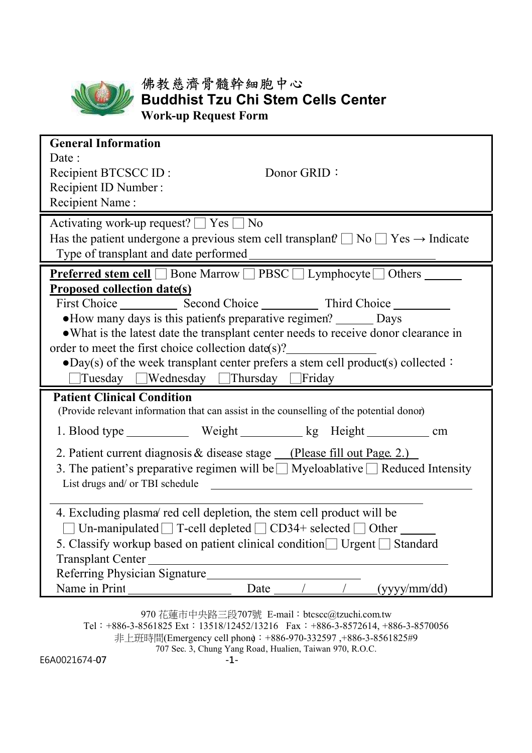# 佛教慈濟骨髓幹細胞中心

# Buddhist Tzu Chi Stem Cells Center

## Work-up Request Form

**General Information**

Date :

Recipient BTCSCC ID : Donor GRID：

Recipient ID Number :

Recipient Name :

Activating work-up request? ☐ Yes ☐ No

Has the patient undergone a previous stem cell transplant? ☐ No ☐ Yes → Indicate Type of transplant and date performed ______________________________

**Preferred stem cell** ☐ Bone Marrow ☐ PBSC ☐ Lymphocyte ☐ Others ______

**Proposed collection date(s)**

First Choice _________ Second Choice _________ Third Choice _________

- How many days is this patient's preparative regimen? ______ Days
- What is the latest date the transplant center needs to receive donor clearance in order to meet the first choice collection date(s)? ______________
- Day(s) of the week transplant center prefers a stem cell product(s) collected：
  ☐Tuesday ☐Wednesday ☐Thursday ☐Friday

**Patient Clinical Condition**

(Provide relevant information that can assist in the counselling of the potential donor)

1. Blood type __________ Weight __________ kg Height __________ cm
2. Patient current diagnosis & disease stage __(Please fill out Page. 2.)__
3. The patient's preparative regimen will be ☐ Myeloablative ☐ Reduced Intensity
   List drugs and/ or TBI schedule ______________________________
   ______________________________
4. Excluding plasma/ red cell depletion, the stem cell product will be
   ☐ Un-manipulated ☐ T-cell depleted ☐ CD34+ selected ☐ Other ______
5. Classify workup based on patient clinical condition ☐ Urgent ☐ Standard

Transplant Center ______________________________

Referring Physician Signature ________________________

Name in Print ________________ Date ____/_____/_____(yyyy/mm/dd)

970 花蓮市中央路三段707號 E-mail：btcscc@tzuchi.com.tw

Tel：+886-3-8561825 Ext：13518/12452/13216 Fax：+886-3-8572614, +886-3-8570056

非上班時間(Emergency cell phone)：+886-970-332597 ,+886-3-8561825#9

707 Sec. 3, Chung Yang Road, Hualien, Taiwan 970, R.O.C.

E6A0021674-07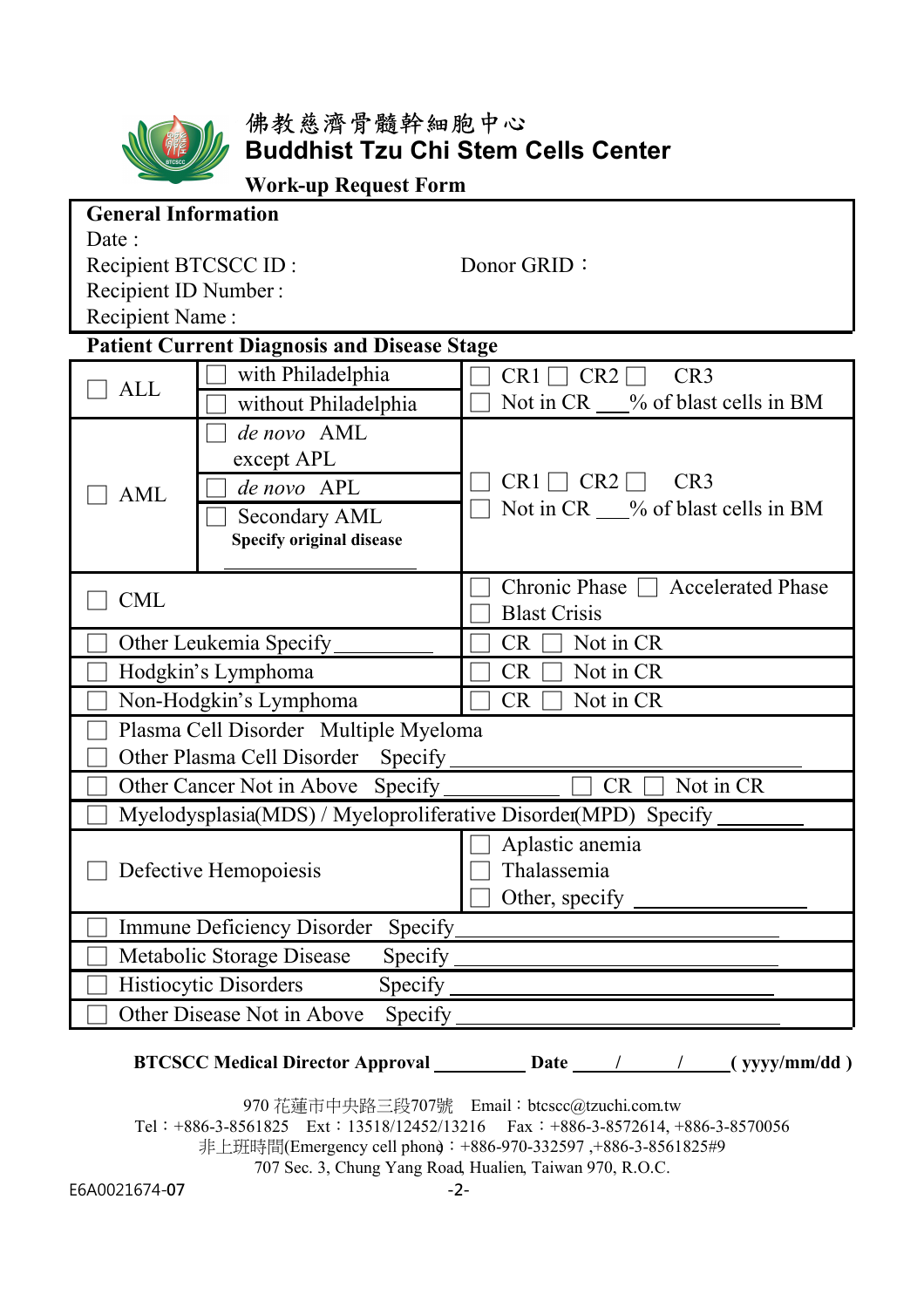# 佛教慈濟骨髓幹細胞中心
# Buddhist Tzu Chi Stem Cells Center

**Work-up Request Form**

**General Information**

Date :

Recipient BTCSCC ID : Donor GRID：

Recipient ID Number :

Recipient Name :

**Patient Current Diagnosis and Disease Stage**

| | | |
|---|---|---|
| ☐ ALL | ☐ with Philadelphia<br>☐ without Philadelphia | ☐ CR1 ☐ CR2 ☐ CR3<br>☐ Not in CR ___% of blast cells in BM |
| ☐ AML | ☐ *de novo* AML except APL<br>☐ *de novo* APL<br>☐ Secondary AML<br>**Specify original disease** ____________ | ☐ CR1 ☐ CR2 ☐ CR3<br>☐ Not in CR ___% of blast cells in BM |
| ☐ CML | | ☐ Chronic Phase ☐ Accelerated Phase<br>☐ Blast Crisis |
| ☐ Other Leukemia Specify__________ | | ☐ CR ☐ Not in CR |
| ☐ Hodgkin's Lymphoma | | ☐ CR ☐ Not in CR |
| ☐ Non-Hodgkin's Lymphoma | | ☐ CR ☐ Not in CR |
| ☐ Plasma Cell Disorder Multiple Myeloma<br>☐ Other Plasma Cell Disorder Specify ____________ | | |
| ☐ Other Cancer Not in Above Specify ____________ | | ☐ CR ☐ Not in CR |
| ☐ Myelodysplasia(MDS) / Myeloproliferative Disorder(MPD) Specify ________ | | |
| ☐ Defective Hemopoiesis | | ☐ Aplastic anemia<br>☐ Thalassemia<br>☐ Other, specify ____________ |
| ☐ Immune Deficiency Disorder Specify____________ | | |
| ☐ Metabolic Storage Disease Specify ____________ | | |
| ☐ Histiocytic Disorders Specify ____________ | | |
| ☐ Other Disease Not in Above Specify ____________ | | |

**BTCSCC Medical Director Approval** __________ **Date** ____/____/____ **( yyyy/mm/dd )**

970 花蓮市中央路三段707號 Email：btcscc@tzuchi.com.tw

Tel：+886-3-8561825 Ext：13518/12452/13216 Fax：+886-3-8572614, +886-3-8570056

非上班時間(Emergency cell phone)：+886-970-332597 ,+886-3-8561825#9

707 Sec. 3, Chung Yang Road, Hualien, Taiwan 970, R.O.C.

E6A0021674-07